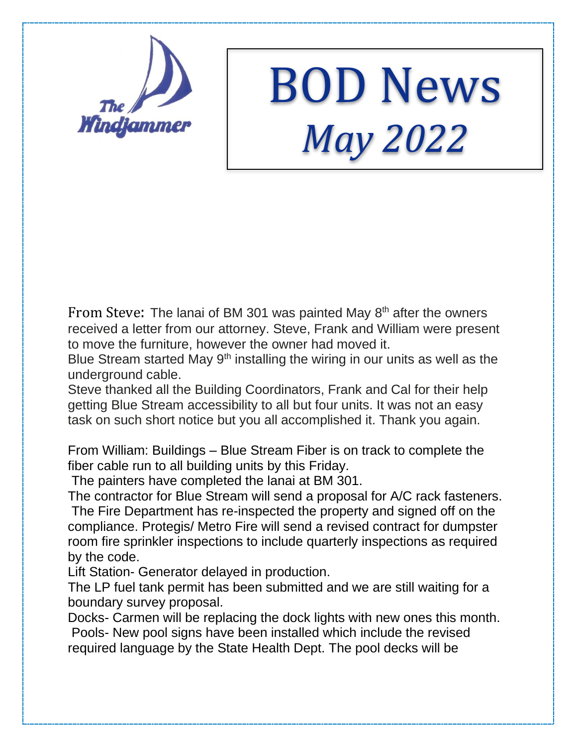The Windjammer

# BOD News

## *May 2022*

From Steve: The lanai of BM 301 was painted May 8th after the owners received a letter from our attorney. Steve, Frank and William were present to move the furniture, however the owner had moved it.

Blue Stream started May 9th installing the wiring in our units as well as the underground cable.

Steve thanked all the Building Coordinators, Frank and Cal for their help getting Blue Stream accessibility to all but four units. It was not an easy task on such short notice but you all accomplished it. Thank you again.

From William: Buildings – Blue Stream Fiber is on track to complete the fiber cable run to all building units by this Friday.

The painters have completed the lanai at BM 301.

The contractor for Blue Stream will send a proposal for A/C rack fasteners.

The Fire Department has re-inspected the property and signed off on the compliance. Protegis/ Metro Fire will send a revised contract for dumpster room fire sprinkler inspections to include quarterly inspections as required by the code.

Lift Station- Generator delayed in production.

The LP fuel tank permit has been submitted and we are still waiting for a boundary survey proposal.

Docks- Carmen will be replacing the dock lights with new ones this month.

Pools- New pool signs have been installed which include the revised required language by the State Health Dept. The pool decks will be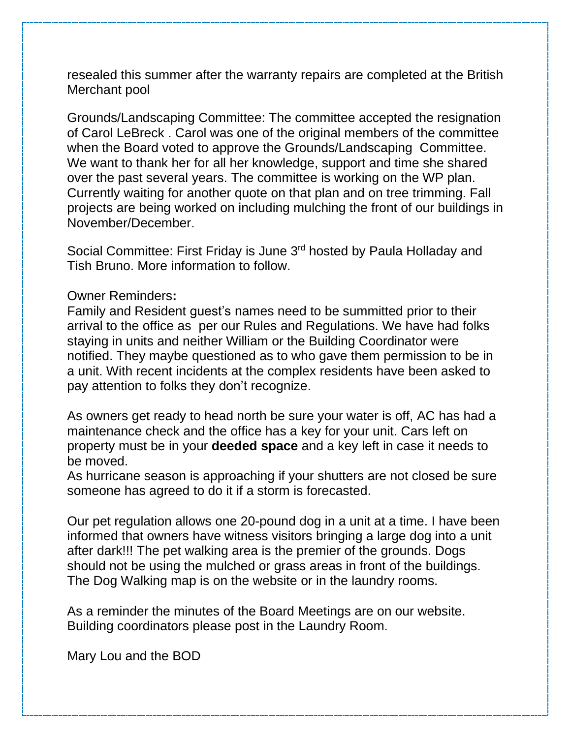resealed this summer after the warranty repairs are completed at the British Merchant pool

Grounds/Landscaping Committee: The committee accepted the resignation of Carol LeBreck . Carol was one of the original members of the committee when the Board voted to approve the Grounds/Landscaping Committee. We want to thank her for all her knowledge, support and time she shared over the past several years. The committee is working on the WP plan. Currently waiting for another quote on that plan and on tree trimming. Fall projects are being worked on including mulching the front of our buildings in November/December.

Social Committee: First Friday is June 3rd hosted by Paula Holladay and Tish Bruno. More information to follow.

Owner Reminders**:**
Family and Resident guest's names need to be summitted prior to their arrival to the office as per our Rules and Regulations. We have had folks staying in units and neither William or the Building Coordinator were notified. They maybe questioned as to who gave them permission to be in a unit. With recent incidents at the complex residents have been asked to pay attention to folks they don't recognize.

As owners get ready to head north be sure your water is off, AC has had a maintenance check and the office has a key for your unit. Cars left on property must be in your **deeded space** and a key left in case it needs to be moved.
As hurricane season is approaching if your shutters are not closed be sure someone has agreed to do it if a storm is forecasted.

Our pet regulation allows one 20-pound dog in a unit at a time. I have been informed that owners have witness visitors bringing a large dog into a unit after dark!!! The pet walking area is the premier of the grounds. Dogs should not be using the mulched or grass areas in front of the buildings. The Dog Walking map is on the website or in the laundry rooms.

As a reminder the minutes of the Board Meetings are on our website. Building coordinators please post in the Laundry Room.

Mary Lou and the BOD